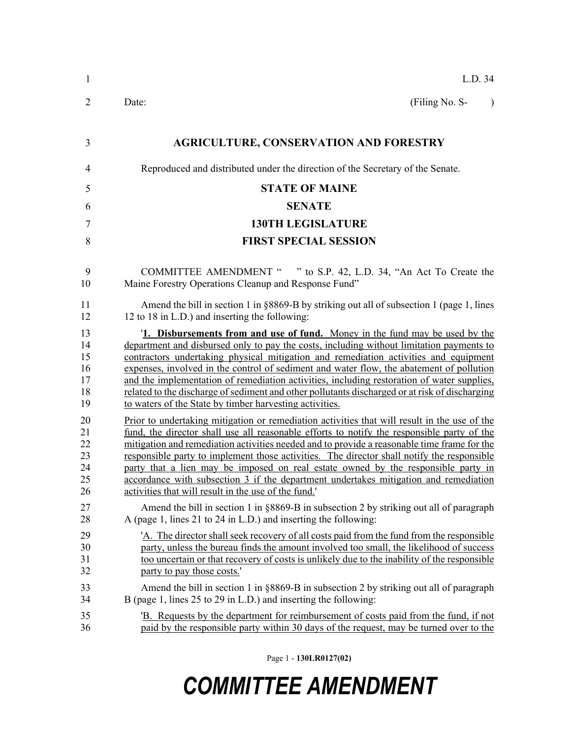L.D. 34

Date: (Filing No. S- )

# AGRICULTURE, CONSERVATION AND FORESTRY

Reproduced and distributed under the direction of the Secretary of the Senate.

## STATE OF MAINE

## SENATE

## 130TH LEGISLATURE

## FIRST SPECIAL SESSION

COMMITTEE AMENDMENT " " to S.P. 42, L.D. 34, "An Act To Create the Maine Forestry Operations Cleanup and Response Fund"

Amend the bill in section 1 in §8869-B by striking out all of subsection 1 (page 1, lines 12 to 18 in L.D.) and inserting the following:

'**1. Disbursements from and use of fund.** Money in the fund may be used by the department and disbursed only to pay the costs, including without limitation payments to contractors undertaking physical mitigation and remediation activities and equipment expenses, involved in the control of sediment and water flow, the abatement of pollution and the implementation of remediation activities, including restoration of water supplies, related to the discharge of sediment and other pollutants discharged or at risk of discharging to waters of the State by timber harvesting activities.

Prior to undertaking mitigation or remediation activities that will result in the use of the fund, the director shall use all reasonable efforts to notify the responsible party of the mitigation and remediation activities needed and to provide a reasonable time frame for the responsible party to implement those activities. The director shall notify the responsible party that a lien may be imposed on real estate owned by the responsible party in accordance with subsection 3 if the department undertakes mitigation and remediation activities that will result in the use of the fund.'

Amend the bill in section 1 in §8869-B in subsection 2 by striking out all of paragraph A (page 1, lines 21 to 24 in L.D.) and inserting the following:

'A. The director shall seek recovery of all costs paid from the fund from the responsible party, unless the bureau finds the amount involved too small, the likelihood of success too uncertain or that recovery of costs is unlikely due to the inability of the responsible party to pay those costs.'

Amend the bill in section 1 in §8869-B in subsection 2 by striking out all of paragraph B (page 1, lines 25 to 29 in L.D.) and inserting the following:

'B. Requests by the department for reimbursement of costs paid from the fund, if not paid by the responsible party within 30 days of the request, may be turned over to the

Page 1 - 130LR0127(02)

# COMMITTEE AMENDMENT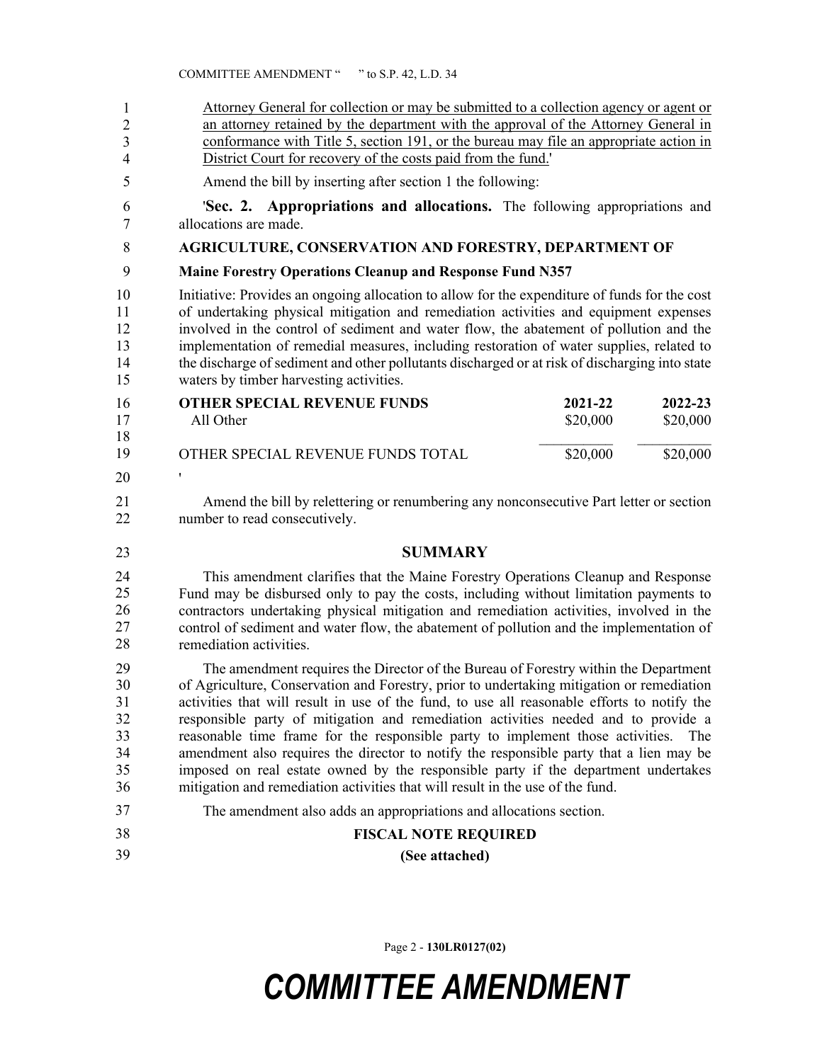Attorney General for collection or may be submitted to a collection agency or agent or an attorney retained by the department with the approval of the Attorney General in conformance with Title 5, section 191, or the bureau may file an appropriate action in District Court for recovery of the costs paid from the fund.'

Amend the bill by inserting after section 1 the following:

'**Sec. 2. Appropriations and allocations.** The following appropriations and allocations are made.

**AGRICULTURE, CONSERVATION AND FORESTRY, DEPARTMENT OF**

**Maine Forestry Operations Cleanup and Response Fund N357**

Initiative: Provides an ongoing allocation to allow for the expenditure of funds for the cost of undertaking physical mitigation and remediation activities and equipment expenses involved in the control of sediment and water flow, the abatement of pollution and the implementation of remedial measures, including restoration of water supplies, related to the discharge of sediment and other pollutants discharged or at risk of discharging into state waters by timber harvesting activities.

| OTHER SPECIAL REVENUE FUNDS | 2021-22 | 2022-23 |
|---|---|---|
| All Other | \$20,000 | \$20,000 |
| OTHER SPECIAL REVENUE FUNDS TOTAL | \$20,000 | \$20,000 |

'

Amend the bill by relettering or renumbering any nonconsecutive Part letter or section number to read consecutively.

## SUMMARY

This amendment clarifies that the Maine Forestry Operations Cleanup and Response Fund may be disbursed only to pay the costs, including without limitation payments to contractors undertaking physical mitigation and remediation activities, involved in the control of sediment and water flow, the abatement of pollution and the implementation of remediation activities.

The amendment requires the Director of the Bureau of Forestry within the Department of Agriculture, Conservation and Forestry, prior to undertaking mitigation or remediation activities that will result in use of the fund, to use all reasonable efforts to notify the responsible party of mitigation and remediation activities needed and to provide a reasonable time frame for the responsible party to implement those activities. The amendment also requires the director to notify the responsible party that a lien may be imposed on real estate owned by the responsible party if the department undertakes mitigation and remediation activities that will result in the use of the fund.

The amendment also adds an appropriations and allocations section.

**FISCAL NOTE REQUIRED**

**(See attached)**